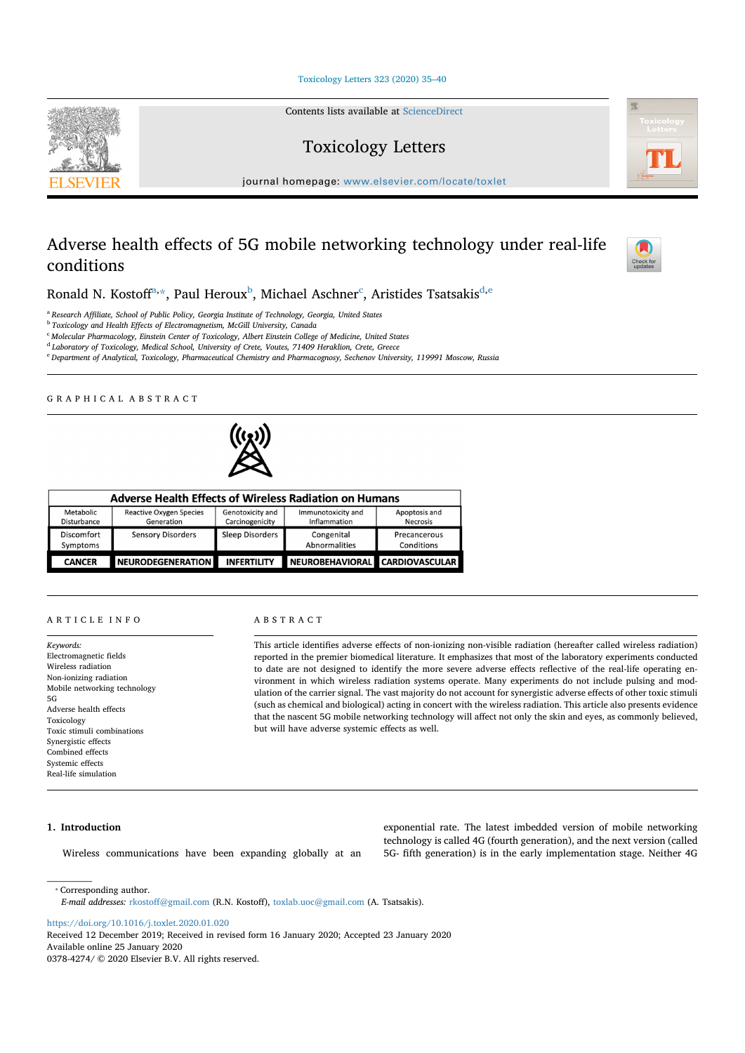# Adverse health effects of 5G mobile networking technology under real-life conditions

Ronald N. Kostoff[a,*], Paul Heroux[b], Michael Aschner[c], Aristides Tsatsakis[d,e]

[a] Research Affiliate, School of Public Policy, Georgia Institute of Technology, Georgia, United States
[b] Toxicology and Health Effects of Electromagnetism, McGill University, Canada
[c] Molecular Pharmacology, Einstein Center of Toxicology, Albert Einstein College of Medicine, United States
[d] Laboratory of Toxicology, Medical School, University of Crete, Voutes, 71409 Heraklion, Crete, Greece
[e] Department of Analytical, Toxicology, Pharmaceutical Chemistry and Pharmacognosy, Sechenov University, 119991 Moscow, Russia

## GRAPHICAL ABSTRACT

| Adverse Health Effects of Wireless Radiation on Humans | | | | |
|---|---|---|---|---|
| Metabolic Disturbance | Reactive Oxygen Species Generation | Genotoxicity and Carcinogenicity | Immunotoxicity and Inflammation | Apoptosis and Necrosis |
| Discomfort Symptoms | Sensory Disorders | Sleep Disorders | Congenital Abnormalities | Precancerous Conditions |
| **CANCER** | **NEURODEGENERATION** | **INFERTILITY** | **NEUROBEHAVIORAL** | **CARDIOVASCULAR** |

## ARTICLE INFO

*Keywords:*
Electromagnetic fields
Wireless radiation
Non-ionizing radiation
Mobile networking technology
5G
Adverse health effects
Toxicology
Toxic stimuli combinations
Synergistic effects
Combined effects
Systemic effects
Real-life simulation

## ABSTRACT

This article identifies adverse effects of non-ionizing non-visible radiation (hereafter called wireless radiation) reported in the premier biomedical literature. It emphasizes that most of the laboratory experiments conducted to date are not designed to identify the more severe adverse effects reflective of the real-life operating environment in which wireless radiation systems operate. Many experiments do not include pulsing and modulation of the carrier signal. The vast majority do not account for synergistic adverse effects of other toxic stimuli (such as chemical and biological) acting in concert with the wireless radiation. This article also presents evidence that the nascent 5G mobile networking technology will affect not only the skin and eyes, as commonly believed, but will have adverse systemic effects as well.

## 1. Introduction

Wireless communications have been expanding globally at an exponential rate. The latest imbedded version of mobile networking technology is called 4G (fourth generation), and the next version (called 5G- fifth generation) is in the early implementation stage. Neither 4G

---

* Corresponding author.
*E-mail addresses:* rkostoff@gmail.com (R.N. Kostoff), toxlab.uoc@gmail.com (A. Tsatsakis).

https://doi.org/10.1016/j.toxlet.2020.01.020
Received 12 December 2019; Received in revised form 16 January 2020; Accepted 23 January 2020
Available online 25 January 2020
0378-4274/ © 2020 Elsevier B.V. All rights reserved.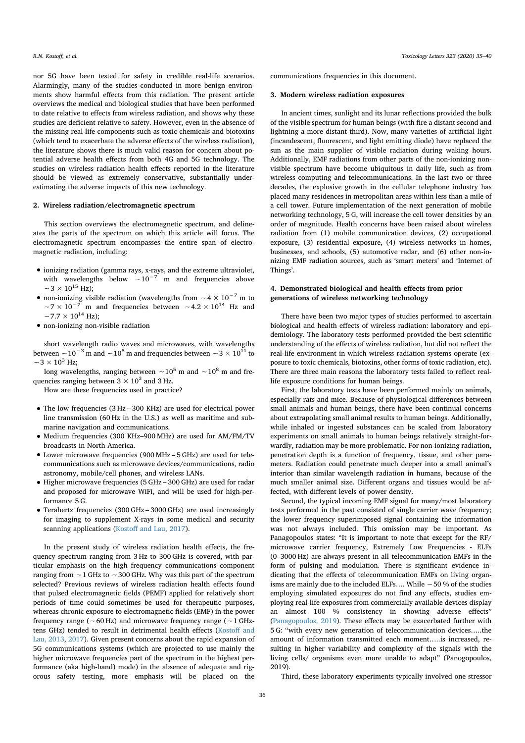nor 5G have been tested for safety in credible real-life scenarios. Alarmingly, many of the studies conducted in more benign environments show harmful effects from this radiation. The present article overviews the medical and biological studies that have been performed to date relative to effects from wireless radiation, and shows why these studies are deficient relative to safety. However, even in the absence of the missing real-life components such as toxic chemicals and biotoxins (which tend to exacerbate the adverse effects of the wireless radiation), the literature shows there is much valid reason for concern about potential adverse health effects from both 4G and 5G technology. The studies on wireless radiation health effects reported in the literature should be viewed as extremely conservative, substantially underestimating the adverse impacts of this new technology.

## 2. Wireless radiation/electromagnetic spectrum

This section overviews the electromagnetic spectrum, and delineates the parts of the spectrum on which this article will focus. The electromagnetic spectrum encompasses the entire span of electromagnetic radiation, including:

- ionizing radiation (gamma rays, x-rays, and the extreme ultraviolet, with wavelengths below $\sim 10^{-7}$ m and frequencies above $\sim 3 \times 10^{15}$ Hz);
- non-ionizing visible radiation (wavelengths from $\sim 4 \times 10^{-7}$ m to $\sim 7 \times 10^{-7}$ m and frequencies between $\sim 4.2 \times 10^{14}$ Hz and $\sim 7.7 \times 10^{14}$ Hz);
- non-ionizing non-visible radiation

short wavelength radio waves and microwaves, with wavelengths between $\sim 10^{-3}$ m and $\sim 10^{5}$ m and frequencies between $\sim 3 \times 10^{11}$ to $\sim 3 \times 10^{3}$ Hz;

long wavelengths, ranging between $\sim 10^{5}$ m and $\sim 10^{8}$ m and frequencies ranging between $3 \times 10^{3}$ and 3 Hz.

How are these frequencies used in practice?

- The low frequencies (3 Hz – 300 KHz) are used for electrical power line transmission (60 Hz in the U.S.) as well as maritime and submarine navigation and communications.
- Medium frequencies (300 KHz–900 MHz) are used for AM/FM/TV broadcasts in North America.
- Lower microwave frequencies (900 MHz – 5 GHz) are used for telecommunications such as microwave devices/communications, radio astronomy, mobile/cell phones, and wireless LANs.
- Higher microwave frequencies (5 GHz – 300 GHz) are used for radar and proposed for microwave WiFi, and will be used for high-performance 5 G.
- Terahertz frequencies (300 GHz – 3000 GHz) are used increasingly for imaging to supplement X-rays in some medical and security scanning applications (Kostoff and Lau, 2017).

In the present study of wireless radiation health effects, the frequency spectrum ranging from 3 Hz to 300 GHz is covered, with particular emphasis on the high frequency communications component ranging from ~1 GHz to ~300 GHz. Why was this part of the spectrum selected? Previous reviews of wireless radiation health effects found that pulsed electromagnetic fields (PEMF) applied for relatively short periods of time could sometimes be used for therapeutic purposes, whereas chronic exposure to electromagnetic fields (EMF) in the power frequency range (~60 Hz) and microwave frequency range (~1 GHz-tens GHz) tended to result in detrimental health effects (Kostoff and Lau, 2013, 2017). Given present concerns about the rapid expansion of 5G communications systems (which are projected to use mainly the higher microwave frequencies part of the spectrum in the highest performance (aka high-band) mode) in the absence of adequate and rigorous safety testing, more emphasis will be placed on the communications frequencies in this document.

## 3. Modern wireless radiation exposures

In ancient times, sunlight and its lunar reflections provided the bulk of the visible spectrum for human beings (with fire a distant second and lightning a more distant third). Now, many varieties of artificial light (incandescent, fluorescent, and light emitting diode) have replaced the sun as the main supplier of visible radiation during waking hours. Additionally, EMF radiations from other parts of the non-ionizing non-visible spectrum have become ubiquitous in daily life, such as from wireless computing and telecommunications. In the last two or three decades, the explosive growth in the cellular telephone industry has placed many residences in metropolitan areas within less than a mile of a cell tower. Future implementation of the next generation of mobile networking technology, 5 G, will increase the cell tower densities by an order of magnitude. Health concerns have been raised about wireless radiation from (1) mobile communication devices, (2) occupational exposure, (3) residential exposure, (4) wireless networks in homes, businesses, and schools, (5) automotive radar, and (6) other non-ionizing EMF radiation sources, such as 'smart meters' and 'Internet of Things'.

## 4. Demonstrated biological and health effects from prior generations of wireless networking technology

There have been two major types of studies performed to ascertain biological and health effects of wireless radiation: laboratory and epidemiology. The laboratory tests performed provided the best scientific understanding of the effects of wireless radiation, but did not reflect the real-life environment in which wireless radiation systems operate (exposure to toxic chemicals, biotoxins, other forms of toxic radiation, etc). There are three main reasons the laboratory tests failed to reflect real-life exposure conditions for human beings.

First, the laboratory tests have been performed mainly on animals, especially rats and mice. Because of physiological differences between small animals and human beings, there have been continual concerns about extrapolating small animal results to human beings. Additionally, while inhaled or ingested substances can be scaled from laboratory experiments on small animals to human beings relatively straight-forwardly, radiation may be more problematic. For non-ionizing radiation, penetration depth is a function of frequency, tissue, and other parameters. Radiation could penetrate much deeper into a small animal's interior than similar wavelength radiation in humans, because of the much smaller animal size. Different organs and tissues would be affected, with different levels of power density.

Second, the typical incoming EMF signal for many/most laboratory tests performed in the past consisted of single carrier wave frequency; the lower frequency superimposed signal containing the information was not always included. This omission may be important. As Panagopoulos states: "It is important to note that except for the RF/microwave carrier frequency, Extremely Low Frequencies - ELFs (0–3000 Hz) are always present in all telecommunication EMFs in the form of pulsing and modulation. There is significant evidence indicating that the effects of telecommunication EMFs on living organisms are mainly due to the included ELFs…. While ~50 % of the studies employing simulated exposures do not find any effects, studies employing real-life exposures from commercially available devices display an almost 100 % consistency in showing adverse effects" (Panagopoulos, 2019). These effects may be exacerbated further with 5 G: "with every new generation of telecommunication devices…..the amount of information transmitted each moment…..is increased, resulting in higher variability and complexity of the signals with the living cells/ organisms even more unable to adapt" (Panogopoulos, 2019).

Third, these laboratory experiments typically involved one stressor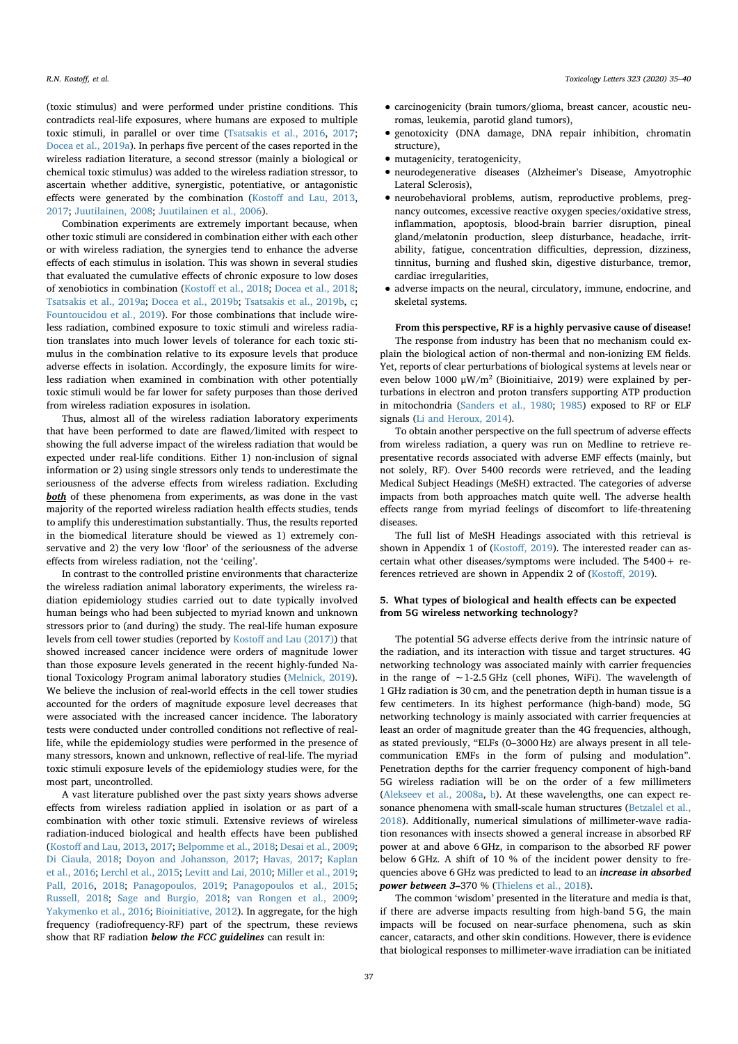(toxic stimulus) and were performed under pristine conditions. This contradicts real-life exposures, where humans are exposed to multiple toxic stimuli, in parallel or over time (Tsatsakis et al., 2016, 2017; Docea et al., 2019a). In perhaps five percent of the cases reported in the wireless radiation literature, a second stressor (mainly a biological or chemical toxic stimulus) was added to the wireless radiation stressor, to ascertain whether additive, synergistic, potentiative, or antagonistic effects were generated by the combination (Kostoff and Lau, 2013, 2017; Juutilainen, 2008; Juutilainen et al., 2006).

Combination experiments are extremely important because, when other toxic stimuli are considered in combination either with each other or with wireless radiation, the synergies tend to enhance the adverse effects of each stimulus in isolation. This was shown in several studies that evaluated the cumulative effects of chronic exposure to low doses of xenobiotics in combination (Kostoff et al., 2018; Docea et al., 2018; Tsatsakis et al., 2019a; Docea et al., 2019b; Tsatsakis et al., 2019b, c; Fountoucidou et al., 2019). For those combinations that include wireless radiation, combined exposure to toxic stimuli and wireless radiation translates into much lower levels of tolerance for each toxic stimulus in the combination relative to its exposure levels that produce adverse effects in isolation. Accordingly, the exposure limits for wireless radiation when examined in combination with other potentially toxic stimuli would be far lower for safety purposes than those derived from wireless radiation exposures in isolation.

Thus, almost all of the wireless radiation laboratory experiments that have been performed to date are flawed/limited with respect to showing the full adverse impact of the wireless radiation that would be expected under real-life conditions. Either 1) non-inclusion of signal information or 2) using single stressors only tends to underestimate the seriousness of the adverse effects from wireless radiation. Excluding ***both*** of these phenomena from experiments, as was done in the vast majority of the reported wireless radiation health effects studies, tends to amplify this underestimation substantially. Thus, the results reported in the biomedical literature should be viewed as 1) extremely conservative and 2) the very low 'floor' of the seriousness of the adverse effects from wireless radiation, not the 'ceiling'.

In contrast to the controlled pristine environments that characterize the wireless radiation animal laboratory experiments, the wireless radiation epidemiology studies carried out to date typically involved human beings who had been subjected to myriad known and unknown stressors prior to (and during) the study. The real-life human exposure levels from cell tower studies (reported by Kostoff and Lau (2017)) that showed increased cancer incidence were orders of magnitude lower than those exposure levels generated in the recent highly-funded National Toxicology Program animal laboratory studies (Melnick, 2019). We believe the inclusion of real-world effects in the cell tower studies accounted for the orders of magnitude exposure level decreases that were associated with the increased cancer incidence. The laboratory tests were conducted under controlled conditions not reflective of real-life, while the epidemiology studies were performed in the presence of many stressors, known and unknown, reflective of real-life. The myriad toxic stimuli exposure levels of the epidemiology studies were, for the most part, uncontrolled.

A vast literature published over the past sixty years shows adverse effects from wireless radiation applied in isolation or as part of a combination with other toxic stimuli. Extensive reviews of wireless radiation-induced biological and health effects have been published (Kostoff and Lau, 2013, 2017; Belpomme et al., 2018; Desai et al., 2009; Di Ciaula, 2018; Doyon and Johansson, 2017; Havas, 2017; Kaplan et al., 2016; Lerchl et al., 2015; Levitt and Lai, 2010; Miller et al., 2019; Pall, 2016, 2018; Panagopoulos, 2019; Panagopoulos et al., 2015; Russell, 2018; Sage and Burgio, 2018; van Rongen et al., 2009; Yakymenko et al., 2016; Bioinitiative, 2012). In aggregate, for the high frequency (radiofrequency-RF) part of the spectrum, these reviews show that RF radiation ***below the FCC guidelines*** can result in:

- carcinogenicity (brain tumors/glioma, breast cancer, acoustic neuromas, leukemia, parotid gland tumors),
- genotoxicity (DNA damage, DNA repair inhibition, chromatin structure),
- mutagenicity, teratogenicity,
- neurodegenerative diseases (Alzheimer's Disease, Amyotrophic Lateral Sclerosis),
- neurobehavioral problems, autism, reproductive problems, pregnancy outcomes, excessive reactive oxygen species/oxidative stress, inflammation, apoptosis, blood-brain barrier disruption, pineal gland/melatonin production, sleep disturbance, headache, irritability, fatigue, concentration difficulties, depression, dizziness, tinnitus, burning and flushed skin, digestive disturbance, tremor, cardiac irregularities,
- adverse impacts on the neural, circulatory, immune, endocrine, and skeletal systems.

**From this perspective, RF is a highly pervasive cause of disease!**

The response from industry has been that no mechanism could explain the biological action of non-thermal and non-ionizing EM fields. Yet, reports of clear perturbations of biological systems at levels near or even below 1000 μW/m$^2$ (Bioinitiaive, 2019) were explained by perturbations in electron and proton transfers supporting ATP production in mitochondria (Sanders et al., 1980; 1985) exposed to RF or ELF signals (Li and Heroux, 2014).

To obtain another perspective on the full spectrum of adverse effects from wireless radiation, a query was run on Medline to retrieve representative records associated with adverse EMF effects (mainly, but not solely, RF). Over 5400 records were retrieved, and the leading Medical Subject Headings (MeSH) extracted. The categories of adverse impacts from both approaches match quite well. The adverse health effects range from myriad feelings of discomfort to life-threatening diseases.

The full list of MeSH Headings associated with this retrieval is shown in Appendix 1 of (Kostoff, 2019). The interested reader can ascertain what other diseases/symptoms were included. The 5400+ references retrieved are shown in Appendix 2 of (Kostoff, 2019).

## 5. What types of biological and health effects can be expected from 5G wireless networking technology?

The potential 5G adverse effects derive from the intrinsic nature of the radiation, and its interaction with tissue and target structures. 4G networking technology was associated mainly with carrier frequencies in the range of ~1-2.5 GHz (cell phones, WiFi). The wavelength of 1 GHz radiation is 30 cm, and the penetration depth in human tissue is a few centimeters. In its highest performance (high-band) mode, 5G networking technology is mainly associated with carrier frequencies at least an order of magnitude greater than the 4G frequencies, although, as stated previously, "ELFs (0–3000 Hz) are always present in all telecommunication EMFs in the form of pulsing and modulation". Penetration depths for the carrier frequency component of high-band 5G wireless radiation will be on the order of a few millimeters (Alekseev et al., 2008a, b). At these wavelengths, one can expect resonance phenomena with small-scale human structures (Betzalel et al., 2018). Additionally, numerical simulations of millimeter-wave radiation resonances with insects showed a general increase in absorbed RF power at and above 6 GHz, in comparison to the absorbed RF power below 6 GHz. A shift of 10 % of the incident power density to frequencies above 6 GHz was predicted to lead to an ***increase in absorbed power between 3–370 %*** (Thielens et al., 2018).

The common 'wisdom' presented in the literature and media is that, if there are adverse impacts resulting from high-band 5 G, the main impacts will be focused on near-surface phenomena, such as skin cancer, cataracts, and other skin conditions. However, there is evidence that biological responses to millimeter-wave irradiation can be initiated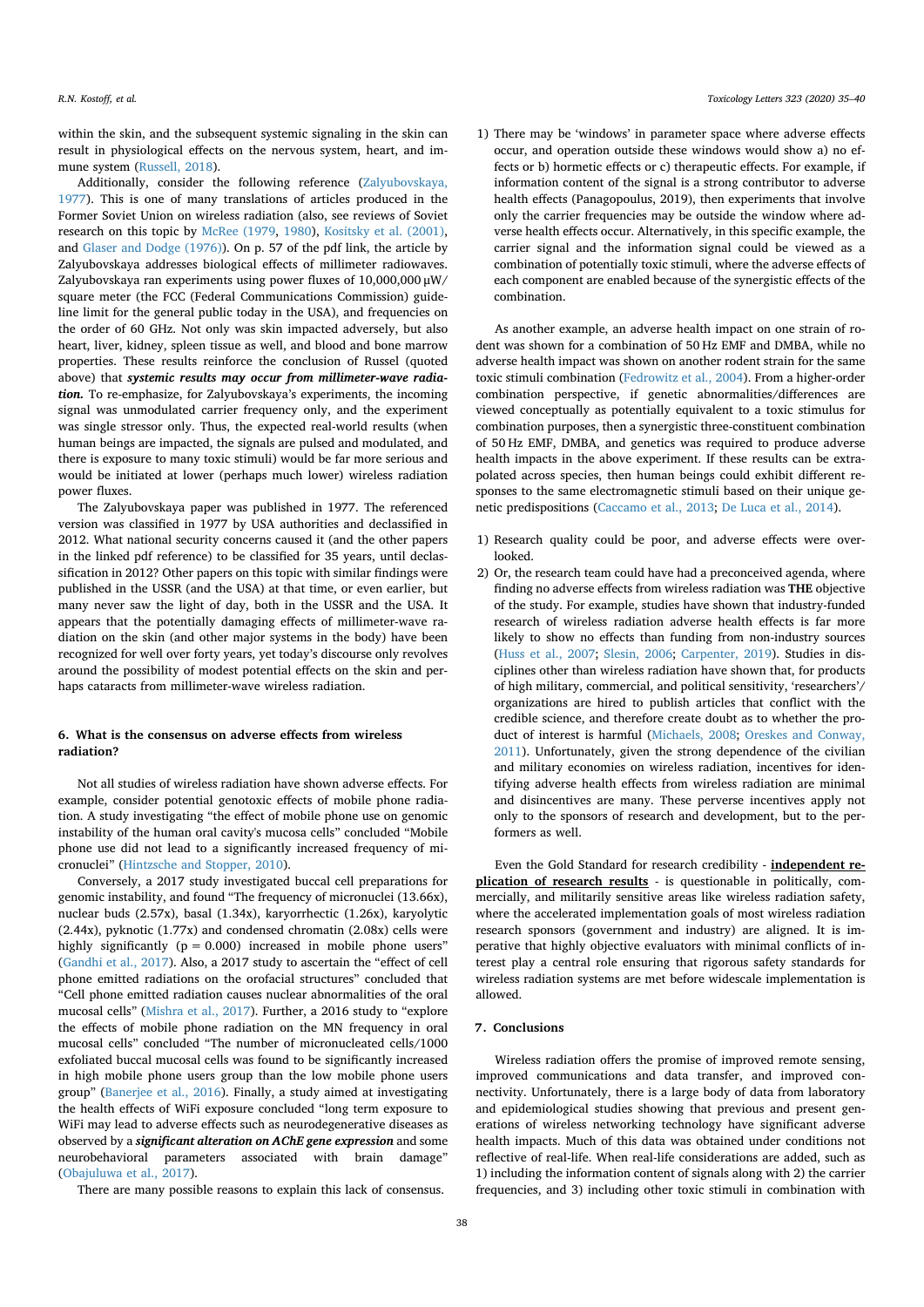within the skin, and the subsequent systemic signaling in the skin can result in physiological effects on the nervous system, heart, and immune system (Russell, 2018).

Additionally, consider the following reference (Zalyubovskaya, 1977). This is one of many translations of articles produced in the Former Soviet Union on wireless radiation (also, see reviews of Soviet research on this topic by McRee (1979, 1980), Kositsky et al. (2001), and Glaser and Dodge (1976)). On p. 57 of the pdf link, the article by Zalyubovskaya addresses biological effects of millimeter radiowaves. Zalyubovskaya ran experiments using power fluxes of 10,000,000 μW/square meter (the FCC (Federal Communications Commission) guideline limit for the general public today in the USA), and frequencies on the order of 60 GHz. Not only was skin impacted adversely, but also heart, liver, kidney, spleen tissue as well, and blood and bone marrow properties. These results reinforce the conclusion of Russel (quoted above) that ***systemic results may occur from millimeter-wave radiation.*** To re-emphasize, for Zalyubovskaya's experiments, the incoming signal was unmodulated carrier frequency only, and the experiment was single stressor only. Thus, the expected real-world results (when human beings are impacted, the signals are pulsed and modulated, and there is exposure to many toxic stimuli) would be far more serious and would be initiated at lower (perhaps much lower) wireless radiation power fluxes.

The Zalyubovskaya paper was published in 1977. The referenced version was classified in 1977 by USA authorities and declassified in 2012. What national security concerns caused it (and the other papers in the linked pdf reference) to be classified for 35 years, until declassification in 2012? Other papers on this topic with similar findings were published in the USSR (and the USA) at that time, or even earlier, but many never saw the light of day, both in the USSR and the USA. It appears that the potentially damaging effects of millimeter-wave radiation on the skin (and other major systems in the body) have been recognized for well over forty years, yet today's discourse only revolves around the possibility of modest potential effects on the skin and perhaps cataracts from millimeter-wave wireless radiation.

## 6. What is the consensus on adverse effects from wireless radiation?

Not all studies of wireless radiation have shown adverse effects. For example, consider potential genotoxic effects of mobile phone radiation. A study investigating "the effect of mobile phone use on genomic instability of the human oral cavity's mucosa cells" concluded "Mobile phone use did not lead to a significantly increased frequency of micronuclei" (Hintzsche and Stopper, 2010).

Conversely, a 2017 study investigated buccal cell preparations for genomic instability, and found "The frequency of micronuclei (13.66x), nuclear buds (2.57x), basal (1.34x), karyorrhectic (1.26x), karyolytic (2.44x), pyknotic (1.77x) and condensed chromatin (2.08x) cells were highly significantly ($p = 0.000$) increased in mobile phone users" (Gandhi et al., 2017). Also, a 2017 study to ascertain the "effect of cell phone emitted radiations on the orofacial structures" concluded that "Cell phone emitted radiation causes nuclear abnormalities of the oral mucosal cells" (Mishra et al., 2017). Further, a 2016 study to "explore the effects of mobile phone radiation on the MN frequency in oral mucosal cells" concluded "The number of micronucleated cells/1000 exfoliated buccal mucosal cells was found to be significantly increased in high mobile phone users group than the low mobile phone users group" (Banerjee et al., 2016). Finally, a study aimed at investigating the health effects of WiFi exposure concluded "long term exposure to WiFi may lead to adverse effects such as neurodegenerative diseases as observed by a ***significant alteration on AChE gene expression*** and some neurobehavioral parameters associated with brain damage" (Obajuluwa et al., 2017).

There are many possible reasons to explain this lack of consensus.

1) There may be 'windows' in parameter space where adverse effects occur, and operation outside these windows would show a) no effects or b) hormetic effects or c) therapeutic effects. For example, if information content of the signal is a strong contributor to adverse health effects (Panagopoulus, 2019), then experiments that involve only the carrier frequencies may be outside the window where adverse health effects occur. Alternatively, in this specific example, the carrier signal and the information signal could be viewed as a combination of potentially toxic stimuli, where the adverse effects of each component are enabled because of the synergistic effects of the combination.

As another example, an adverse health impact on one strain of rodent was shown for a combination of 50 Hz EMF and DMBA, while no adverse health impact was shown on another rodent strain for the same toxic stimuli combination (Fedrowitz et al., 2004). From a higher-order combination perspective, if genetic abnormalities/differences are viewed conceptually as potentially equivalent to a toxic stimulus for combination purposes, then a synergistic three-constituent combination of 50 Hz EMF, DMBA, and genetics was required to produce adverse health impacts in the above experiment. If these results can be extrapolated across species, then human beings could exhibit different responses to the same electromagnetic stimuli based on their unique genetic predispositions (Caccamo et al., 2013; De Luca et al., 2014).

1) Research quality could be poor, and adverse effects were overlooked.
2) Or, the research team could have had a preconceived agenda, where finding no adverse effects from wireless radiation was **THE** objective of the study. For example, studies have shown that industry-funded research of wireless radiation adverse health effects is far more likely to show no effects than funding from non-industry sources (Huss et al., 2007; Slesin, 2006; Carpenter, 2019). Studies in disciplines other than wireless radiation have shown that, for products of high military, commercial, and political sensitivity, 'researchers'/organizations are hired to publish articles that conflict with the credible science, and therefore create doubt as to whether the product of interest is harmful (Michaels, 2008; Oreskes and Conway, 2011). Unfortunately, given the strong dependence of the civilian and military economies on wireless radiation, incentives for identifying adverse health effects from wireless radiation are minimal and disincentives are many. These perverse incentives apply not only to the sponsors of research and development, but to the performers as well.

Even the Gold Standard for research credibility - **independent replication of research results** - is questionable in politically, commercially, and militarily sensitive areas like wireless radiation safety, where the accelerated implementation goals of most wireless radiation research sponsors (government and industry) are aligned. It is imperative that highly objective evaluators with minimal conflicts of interest play a central role ensuring that rigorous safety standards for wireless radiation systems are met before widescale implementation is allowed.

## 7. Conclusions

Wireless radiation offers the promise of improved remote sensing, improved communications and data transfer, and improved connectivity. Unfortunately, there is a large body of data from laboratory and epidemiological studies showing that previous and present generations of wireless networking technology have significant adverse health impacts. Much of this data was obtained under conditions not reflective of real-life. When real-life considerations are added, such as 1) including the information content of signals along with 2) the carrier frequencies, and 3) including other toxic stimuli in combination with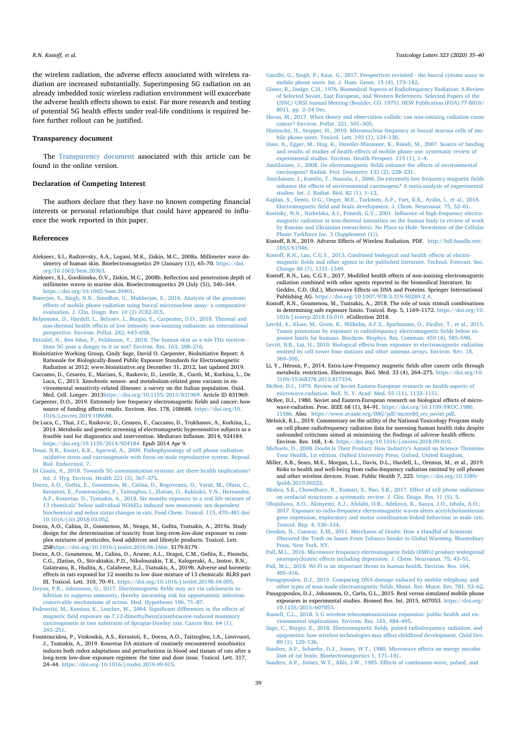the wireless radiation, the adverse effects associated with wireless radiation are increased substantially. Superimposing 5G radiation on an already imbedded toxic wireless radiation environment will exacerbate the adverse health effects shown to exist. Far more research and testing of potential 5G health effects under real-life conditions is required before further rollout can be justified.

## Transparency document

The Transparency document associated with this article can be found in the online version.

## Declaration of Competing Interest

The authors declare that they have no known competing financial interests or personal relationships that could have appeared to influence the work reported in this paper.

## References

Alekseev, S.I., Radzievsky, A.A., Logani, M.K., Ziskin, M.C., 2008a. Millimeter wave dosimetry of human skin. Bioelectromagnetics 29 (January (1)), 65–70. https://doi.org/10.1002/bem.20363.

Alekseev, S.I., Gordiienko, O.V., Ziskin, M.C., 2008b. Reflection and penetration depth of millimeter waves in murine skin. Bioelectromagnetics 29 (July (5)), 340–344. https://doi.org/10.1002/bem.20401.

Banerjee, S., Singh, N.N., Sreedhar, G., Mukherjee, S., 2016. Analysis of the genotoxic effects of mobile phone radiation using buccal micronucleus assay: a comparative evaluation. J. Clin. Diagn. Res. 10 (3) ZC82-ZC5.

Belpomme, D., Hardell, L., Belyaev, I., Burgio, E., Carpenter, D.O., 2018. Thermal and non-thermal health effects of low intensity non-ionizing radiation: an international perspective. Environ. Pollut. 242, 643–658.

Betzalel, N., Ben Ishai, P., Feldmann, Y., 2018. The human skin as a sub-THz receiver - Does 5G pose a danger to it or not? Environ. Res. 163, 208–216.

BioInitiative Working Group, Cindy Sage, David O. Carpenter, BioInitiative Report: A Rationale for Biologically-Based Public Exposure Standards for Electromagnetic Radiation at 2012; www.bioinitiative.org December 31, 2012, last updated 2019.

Caccamo, D., Cesareo, E., Mariani, S., Raskovic, D., Lentile, R., Currò, M., Korkina, L., De Luca, C., 2013. Xenobiotic sensor- and metabolism-related gene variants in environmental sensitivity-related illnesses: a survey on the Italian population. Oxid. Med. Cell. Longev. 2013https://doi.org/10.1155/2013/831969. Article ID 831969.

Carpenter, D.O., 2019. Extremely low frequency electromagnetic fields and cancer: how source of funding affects results. Environ. Res. 178, 108688. https://doi.org/10.1016/j.envres.2019.108688.

De Luca, C., Thai, J.C., Raskovic, D., Cesareo, E., Caccamo, D., Trukhanov, A., Korkina, L., 2014. Metabolic and genetic screening of electromagnetic hypersensitive subjects as a feasible tool for diagnostics and intervention. Mediators Inflamm. 2014, 924184. https://doi.org/10.1155/2014/924184. Epub 2014 Apr 9.

Desai, N.R., Kesari, K.K., Agarwal, A., 2009. Pathophysiology of cell phone radiation: oxidative stress and carcinogenesis with focus on male reproductive system. Reprod. Biol. Endocrinol. 7.

Di Ciaula, A., 2018. Towards 5G communication systems: are there health implications? Int. J. Hyg. Environ. Health 221 (3), 367–375.

Docea, A.O., Gofita, E., Goumenou, M., Calina, D., Rogoveanu, O., Varut, M., Olaru, C., Kerasioti, E., Fountoucidou, P., Taitzoglou, I., Zlatian, O., Rakitskii, V.N., Hernandez, A.F., Kouretas, D., Tsatsakis, A., 2018. Six months exposure to a real life mixture of 13 chemicals' below individual NOAELs induced non monotonic sex-dependent biochemical and redox status changes in rats. Food Chem. Toxicol. 115, 470–481 doi: 10.1016/j.fct.2018.03.052.

Docea, A.O., Calina, D., Goumenou, M., Neagu, M., Gofita, Tsatsakis, A., 2019a. Study design for the determination of toxicity from long-term-low-dose exposure to complex mixtures of pesticides, food additives and lifestyle products. Toxicol. Lett. 258https://doi.org/10.1016/j.toxlet.2016.06.1666. S179-S179.

Docea, A.O., Goumenou, M., Calina, D., Arsene, A.L., Dragoi, C.M., Gofita, E., Pisoschi, C.G., Zlatian, O., Stivaktakis, P.D., Nikolouzakis, T.K., Kalogeraki, A., Izotov, B.N., Galateanu, B., Hudita, A., Calabrese, E.J., Tsatsakis, A., 2019b. Adverse and hormetic effects in rats exposed for 12 months to low dose mixture of 13 chemicals: RLRS part III. Toxicol. Lett. 310, 70–91. https://doi.org/10.1016/j.toxlet.2019b.04.005.

Doyon, P.R., Johansson, O., 2017. Electromagnetic fields may act via calcineurin inhibition to suppress immunity, thereby increasing risk for opportunistic infection: conceivable mechanisms of action. Med. Hypotheses 106, 71–87.

Fedrowitz, M., Kamino, K., Loscher, W., 2004. Significant differences in the effects of magnetic field exposure on 7,12-dimethylbenz(a)anthracene-induced mammary carcinogenesis in two substrains of Sprague-Dawley rats. Cancer Res. 64 (1), 243–251.

Fountoucidou, P., Veskoukis, A.S., Kerasioti, E., Docea, A.O., Taitzoglou, I.A., Liesivuori, J., Tsatsakis, A., 2019. Kouretas DA mixture of routinely encountered xenobiotics induces both redox adaptations and perturbations in blood and tissues of rats after a long-term low-dose exposure regimen: the time and dose issue. Toxicol. Lett. 317, 24–44. https://doi.org/10.1016/j.toxlet.2019.09.015.

Gandhi, G., Singh, P., Kaur, G., 2017. Perspectives revisited - the buccal cytome assay in mobile phone users. Int. J. Hum. Genet. 15 (4), 173–182.

Glaser, R., Dodge, C.H., 1976. Biomedical Aspects of Radiofrequency Radiation: A Review of Selected Soviet, East European, and Western References. Selected Papers of the USNC/ URSI AnnunI Meeting (Boulder, CO. 1975). HEW Publication (FDA) 77-8010/8011, pp. 2–34 Dec.

Havas, M., 2017. When theory and observation collide: can non-ionizing radiation cause cancer? Environ. Pollut. 221, 501–505.

Hintzsche, H., Stopper, H., 2010. Micronucleus frequency in buccal mucosa cells of mobile phone users. Toxicol. Lett. 193 (1), 124–130.

Huss, A., Egger, M., Hug, K., Huwiler-Müntener, K., Röösli, M., 2007. Source of funding and results of studies of health effects of mobile phone use: systematic review of experimental studies. Environ. Health Perspect. 115 (1), 1–4.

Juutilainen, J., 2008. Do electromagnetic fields enhance the effects of environmental carcinogens? Radiat. Prot. Dosimetry 132 (2), 228–231.

Juutilainen, J., Kumlin, T., Naarala, J., 2006. Do extremely low frequency magnetic fields enhance the effects of environmental carcinogens? A meta-analysis of experimental studies. Int. J. Radiat. Biol. 82 (1), 1–12.

Kaplan, S., Deniz, O.G., Onger, M.E., Turkmen, A.P., Yurt, K.K., Aydin, I., et al., 2016. Electromagnetic field and brain development. J. Chem. Neuroanat. 75, 52–61.

Kositsky, N.N., Nizhelska, A.I., Ponezh, G.V., 2001. Influence of high-frequency electromagnetic radiation at non-thermal intensities on the human body (a review of work by Russian and Ukrainian researchers). No Place to Hide- Newsletter of the Cellular Phone Taskforce Inc. 3 (Supplement (1)).

Kostoff, R.N., 2019. Adverse Effects of Wireless Radiation. PDF. http://hdl.handle.net/1853/61946.

Kostoff, R.N., Lau, C.G.Y., 2013. Combined biological and health effects of electromagnetic fields and other agents in the published literature. Technol. Forecast. Soc. Change 80 (7), 1331–1349.

Kostoff, R.N., Lau, C.G.Y., 2017. Modified health effects of non-ionizing electromagnetic radiation combined with other agents reported in the biomedical literature. In: Geddes, C.D. (Ed.), Microwave Effects on DNA and Proteins. Springer International Publishing AG. https://doi.org/10.1007/978-3-319-50289-2_4.

Kostoff, R.N., Goumenou, M., Tsatsakis, A., 2018. The role of toxic stimuli combinations in determining safe exposure limits. Toxicol. Rep. 5, 1169–1172. https://doi.org/10.1016/j.toxrep.2018.10.010. eCollection 2018.

Lerchl, A., Klose, M., Grote, K., Wilhelm, A.F.X., Spathmann, O., Fiedler, T., et al., 2015. Tumor promotion by exposure to radiofrequency electromagnetic fields below exposure limits for humans. Biochem. Biophys. Res. Commun. 459 (4), 585–590.

Levitt, B.B., Lai, H., 2010. Biological effects from exposure to electromagnetic radiation emitted by cell tower base stations and other antenna arrays. Environ. Rev. 18, 369–395.

Li, Y., Héroux, P., 2014. Extra-Low-Frequency magnetic fields alter cancer cells through metabolic restriction. Electromagn. Biol. Med. 33 (4), 264–275. https://doi.org/10.3109/15368378.2013.817334.

McRee, D.I., 1979. Review of Soviet Eastern-European research on health-aspects of microwave-radiation. Bull. N. Y. Acad. Med. 55 (11), 1133–1151.

McRee, D.I., 1980. Soviet and Eastern-European research on biological effects of microwave-radiation. Proc. IEEE 68 (1), 84–91. https://doi.org/10.1109/PROC.1980.11586. Also. https://www.avaate.org/IMG/pdf/mcree80_rev_soviet.pdf.

Melnick, R.L., 2019. Commentary on the utility of the National Toxicology Program study on cell phone radiofrequency radiation data for assessing human health risks despite unfounded criticisms aimed at minimizing the findings of adverse health effects. Environ. Res. 168, 1–6. https://doi.org/10.1016/j.envres.2018.09.010.

Michaels, D., 2008. Doubt Is Their Product: How Industry's Assault on Science Threatens Your Health, 1st edition. Oxford University Press, Oxford, United Kingdom.

Miller, A.B., Sears, M.E., Morgan, L.L., Davis, D.L., Hardell, L., Oremus, M., et al., 2019. Risks to health and well-being from radio-frequency radiation emitted by cell phones and other wireless devices. Front. Public Health 7, 223. https://doi.org/10.3389/fpubh.2019.00223.

Mishra, S.K., Chowdhary, R., Kumari, S., Rao, S.B., 2017. Effect of cell phone radiations on orofacial structures: a systematic review. J. Clin. Diagn. Res. 11 (5), 5.

Obajuluwa, A.O., Akinyemi, A.J., Afolabi, O.B., Adekoya, K., Sanya, J.O., Ishola, A.O., 2017. Exposure to radio-frequency electromagnetic waves alters acetylcholinesterase gene expression, exploratory and motor coordination-linked behaviour in male rats. Toxicol. Rep. 4, 530–534.

Oreskes, N., Conway, E.M., 2011. Merchants of Doubt: How a Handful of Scientists Obscured the Truth on Issues From Tobacco Smoke to Global Warming. Bloomsbury Press, New York, NY.

Pall, M.L., 2016. Microwave frequency electromagnetic fields (EMFs) produce widespread neuropsychiatric effects including depression. J. Chem. Neuroanat. 75, 43–51.

Pall, M.L., 2018. Wi-Fi is an important threat to human health. Environ. Res. 164, 405–416.

Panagopoulos, D.J., 2019. Comparing DNA damage induced by mobile telephony and other types of man-made electromagnetic fields. Mutat. Res. Mutat. Res. 781, 53–62.

Panagopoulos, D.J., Johansson, O., Carlo, G.L., 2015. Real versus simulated mobile phone exposures in experimental studies. Biomed Res. Int. 2015, 607053. https://doi.org/10.1155/2015/607053.

Russell, C.L., 2018. 5 G wireless telecommunications expansion: public health and environmental implications. Environ. Res. 165, 484–495.

Sage, C., Burgio, E., 2018. Electromagnetic fields, pulsed radiofrequency radiation, and epigenetics: how wireless technologies may affect childhood development. Child Dev. 89 (1), 129–136.

Sanders, A.P., Schaefer, D.J., Joines, W.T., 1980. Microwave effects on energy metabolism of rat brain. Bioelectromagnetics 1, 171–181.

Sanders, A.P., Joines, W.T., Allis, J.W., 1985. Effects of continuous-wave, pulsed, and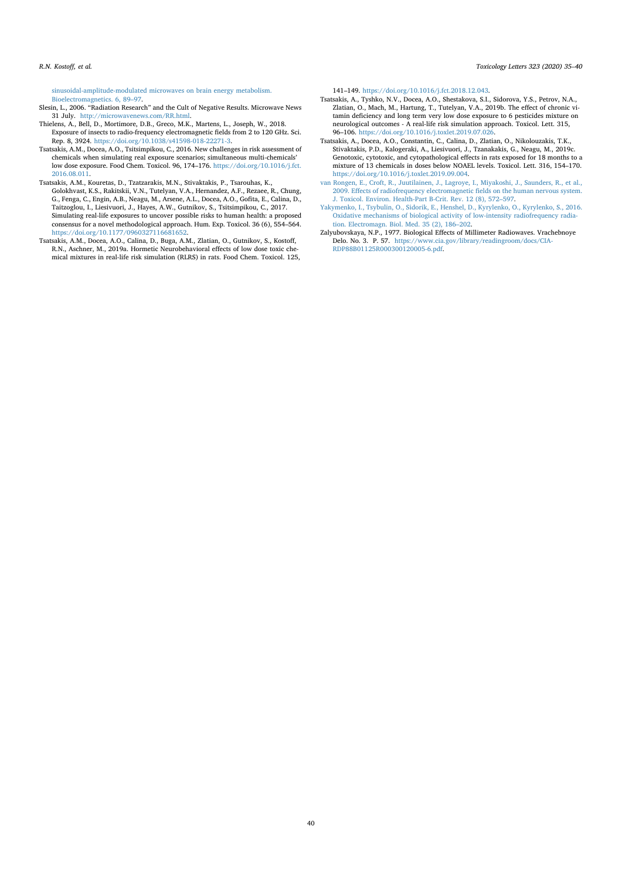sinusoidal-amplitude-modulated microwaves on brain energy metabolism. Bioelectromagnetics. 6, 89–97.

Slesin, L., 2006. "Radiation Research" and the Cult of Negative Results. Microwave News 31 July. http://microwavenews.com/RR.html.

Thielens, A., Bell, D., Mortimore, D.B., Greco, M.K., Martens, L., Joseph, W., 2018. Exposure of insects to radio-frequency electromagnetic fields from 2 to 120 GHz. Sci. Rep. 8, 3924. https://doi.org/10.1038/s41598-018-22271-3.

Tsatsakis, A.M., Docea, A.O., Tsitsimpikou, C., 2016. New challenges in risk assessment of chemicals when simulating real exposure scenarios; simultaneous multi-chemicals' low dose exposure. Food Chem. Toxicol. 96, 174–176. https://doi.org/10.1016/j.fct.2016.08.011.

Tsatsakis, A.M., Kouretas, D., Tzatzarakis, M.N., Stivaktakis, P., Tsarouhas, K., Golokhvast, K.S., Rakitskii, V.N., Tutelyan, V.A., Hernandez, A.F., Rezaee, R., Chung, G., Fenga, C., Engin, A.B., Neagu, M., Arsene, A.L., Docea, A.O., Gofita, E., Calina, D., Taitzoglou, I., Liesivuori, J., Hayes, A.W., Gutnikov, S., Tsitsimpikou, C., 2017. Simulating real-life exposures to uncover possible risks to human health: a proposed consensus for a novel methodological approach. Hum. Exp. Toxicol. 36 (6), 554–564. https://doi.org/10.1177/0960327116681652.

Tsatsakis, A.M., Docea, A.O., Calina, D., Buga, A.M., Zlatian, O., Gutnikov, S., Kostoff, R.N., Aschner, M., 2019a. Hormetic Neurobehavioral effects of low dose toxic chemical mixtures in real-life risk simulation (RLRS) in rats. Food Chem. Toxicol. 125, 141–149. https://doi.org/10.1016/j.fct.2018.12.043.

Tsatsakis, A., Tyshko, N.V., Docea, A.O., Shestakova, S.I., Sidorova, Y.S., Petrov, N.A., Zlatian, O., Mach, M., Hartung, T., Tutelyan, V.A., 2019b. The effect of chronic vitamin deficiency and long term very low dose exposure to 6 pesticides mixture on neurological outcomes - A real-life risk simulation approach. Toxicol. Lett. 315, 96–106. https://doi.org/10.1016/j.toxlet.2019.07.026.

Tsatsakis, A., Docea, A.O., Constantin, C., Calina, D., Zlatian, O., Nikolouzakis, T.K., Stivaktakis, P.D., Kalogeraki, A., Liesivuori, J., Tzanakakis, G., Neagu, M., 2019c. Genotoxic, cytotoxic, and cytopathological effects in rats exposed for 18 months to a mixture of 13 chemicals in doses below NOAEL levels. Toxicol. Lett. 316, 154–170. https://doi.org/10.1016/j.toxlet.2019.09.004.

van Rongen, E., Croft, R., Juutilainen, J., Lagroye, I., Miyakoshi, J., Saunders, R., et al., 2009. Effects of radiofrequency electromagnetic fields on the human nervous system. J. Toxicol. Environ. Health-Part B-Crit. Rev. 12 (8), 572–597.

Yakymenko, I., Tsybulin, O., Sidorik, E., Henshel, D., Kyrylenko, O., Kyrylenko, S., 2016. Oxidative mechanisms of biological activity of low-intensity radiofrequency radiation. Electromagn. Biol. Med. 35 (2), 186–202.

Zalyubovskaya, N.P., 1977. Biological Effects of Millimeter Radiowaves. Vrachebnoye Delo. No. 3. P. 57. https://www.cia.gov/library/readingroom/docs/CIA-RDP88B01125R000300120005-6.pdf.